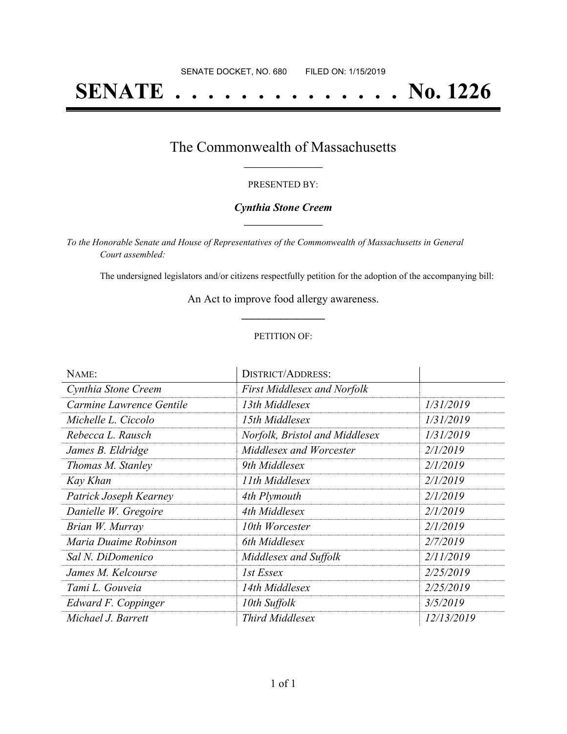SENATE DOCKET, NO. 680 FILED ON: 1/15/2019

# SENATE . . . . . . . . . . . . . . No. 1226

## The Commonwealth of Massachusetts

PRESENTED BY:

***Cynthia Stone Creem***

*To the Honorable Senate and House of Representatives of the Commonwealth of Massachusetts in General Court assembled:*

The undersigned legislators and/or citizens respectfully petition for the adoption of the accompanying bill:

An Act to improve food allergy awareness.

PETITION OF:

| NAME: | DISTRICT/ADDRESS: | |
|---|---|---|
| *Cynthia Stone Creem* | *First Middlesex and Norfolk* | |
| *Carmine Lawrence Gentile* | *13th Middlesex* | *1/31/2019* |
| *Michelle L. Ciccolo* | *15th Middlesex* | *1/31/2019* |
| *Rebecca L. Rausch* | *Norfolk, Bristol and Middlesex* | *1/31/2019* |
| *James B. Eldridge* | *Middlesex and Worcester* | *2/1/2019* |
| *Thomas M. Stanley* | *9th Middlesex* | *2/1/2019* |
| *Kay Khan* | *11th Middlesex* | *2/1/2019* |
| *Patrick Joseph Kearney* | *4th Plymouth* | *2/1/2019* |
| *Danielle W. Gregoire* | *4th Middlesex* | *2/1/2019* |
| *Brian W. Murray* | *10th Worcester* | *2/1/2019* |
| *Maria Duaime Robinson* | *6th Middlesex* | *2/7/2019* |
| *Sal N. DiDomenico* | *Middlesex and Suffolk* | *2/11/2019* |
| *James M. Kelcourse* | *1st Essex* | *2/25/2019* |
| *Tami L. Gouveia* | *14th Middlesex* | *2/25/2019* |
| *Edward F. Coppinger* | *10th Suffolk* | *3/5/2019* |
| *Michael J. Barrett* | *Third Middlesex* | *12/13/2019* |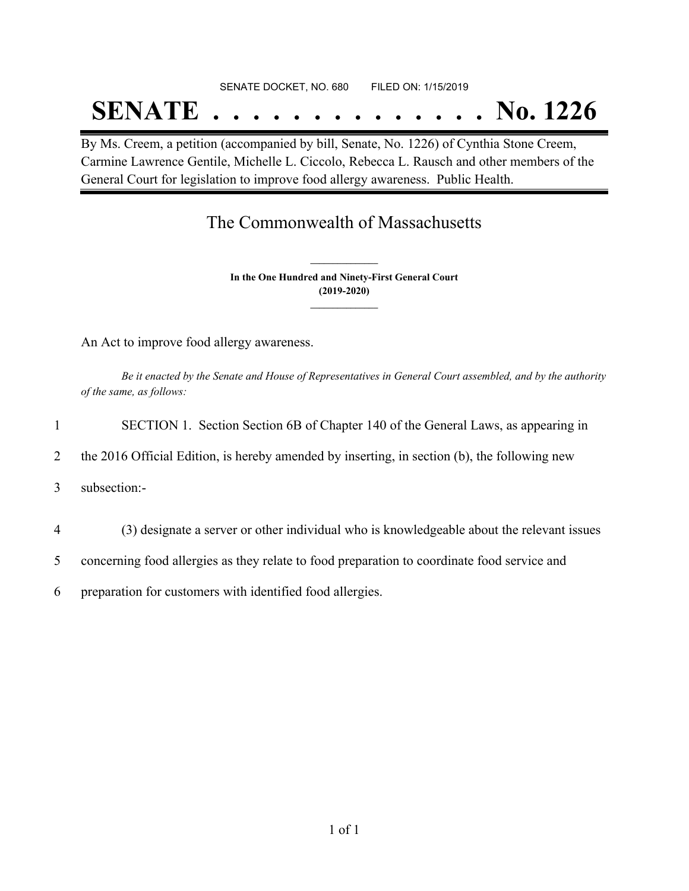SENATE DOCKET, NO. 680        FILED ON: 1/15/2019

# SENATE . . . . . . . . . . . . . . No. 1226

By Ms. Creem, a petition (accompanied by bill, Senate, No. 1226) of Cynthia Stone Creem, Carmine Lawrence Gentile, Michelle L. Ciccolo, Rebecca L. Rausch and other members of the General Court for legislation to improve food allergy awareness. Public Health.

## The Commonwealth of Massachusetts

**In the One Hundred and Ninety-First General Court**
**(2019-2020)**

An Act to improve food allergy awareness.

*Be it enacted by the Senate and House of Representatives in General Court assembled, and by the authority of the same, as follows:*

1 SECTION 1. Section Section 6B of Chapter 140 of the General Laws, as appearing in
2 the 2016 Official Edition, is hereby amended by inserting, in section (b), the following new
3 subsection:-

4 (3) designate a server or other individual who is knowledgeable about the relevant issues
5 concerning food allergies as they relate to food preparation to coordinate food service and
6 preparation for customers with identified food allergies.